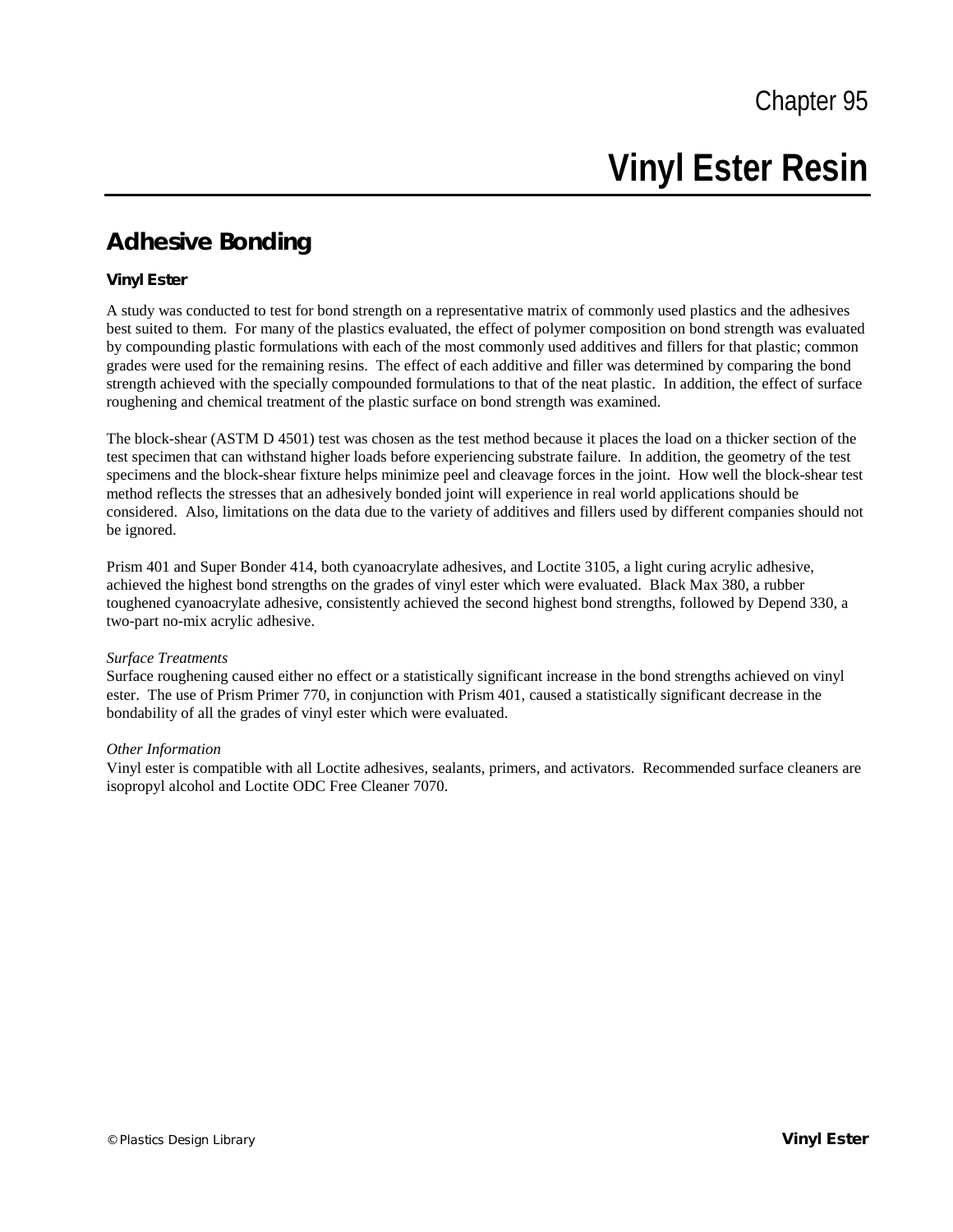Chapter 95

# Vinyl Ester Resin

## Adhesive Bonding

### Vinyl Ester

A study was conducted to test for bond strength on a representative matrix of commonly used plastics and the adhesives best suited to them. For many of the plastics evaluated, the effect of polymer composition on bond strength was evaluated by compounding plastic formulations with each of the most commonly used additives and fillers for that plastic; common grades were used for the remaining resins. The effect of each additive and filler was determined by comparing the bond strength achieved with the specially compounded formulations to that of the neat plastic. In addition, the effect of surface roughening and chemical treatment of the plastic surface on bond strength was examined.

The block-shear (ASTM D 4501) test was chosen as the test method because it places the load on a thicker section of the test specimen that can withstand higher loads before experiencing substrate failure. In addition, the geometry of the test specimens and the block-shear fixture helps minimize peel and cleavage forces in the joint. How well the block-shear test method reflects the stresses that an adhesively bonded joint will experience in real world applications should be considered. Also, limitations on the data due to the variety of additives and fillers used by different companies should not be ignored.

Prism 401 and Super Bonder 414, both cyanoacrylate adhesives, and Loctite 3105, a light curing acrylic adhesive, achieved the highest bond strengths on the grades of vinyl ester which were evaluated. Black Max 380, a rubber toughened cyanoacrylate adhesive, consistently achieved the second highest bond strengths, followed by Depend 330, a two-part no-mix acrylic adhesive.

*Surface Treatments*

Surface roughening caused either no effect or a statistically significant increase in the bond strengths achieved on vinyl ester. The use of Prism Primer 770, in conjunction with Prism 401, caused a statistically significant decrease in the bondability of all the grades of vinyl ester which were evaluated.

*Other Information*

Vinyl ester is compatible with all Loctite adhesives, sealants, primers, and activators. Recommended surface cleaners are isopropyl alcohol and Loctite ODC Free Cleaner 7070.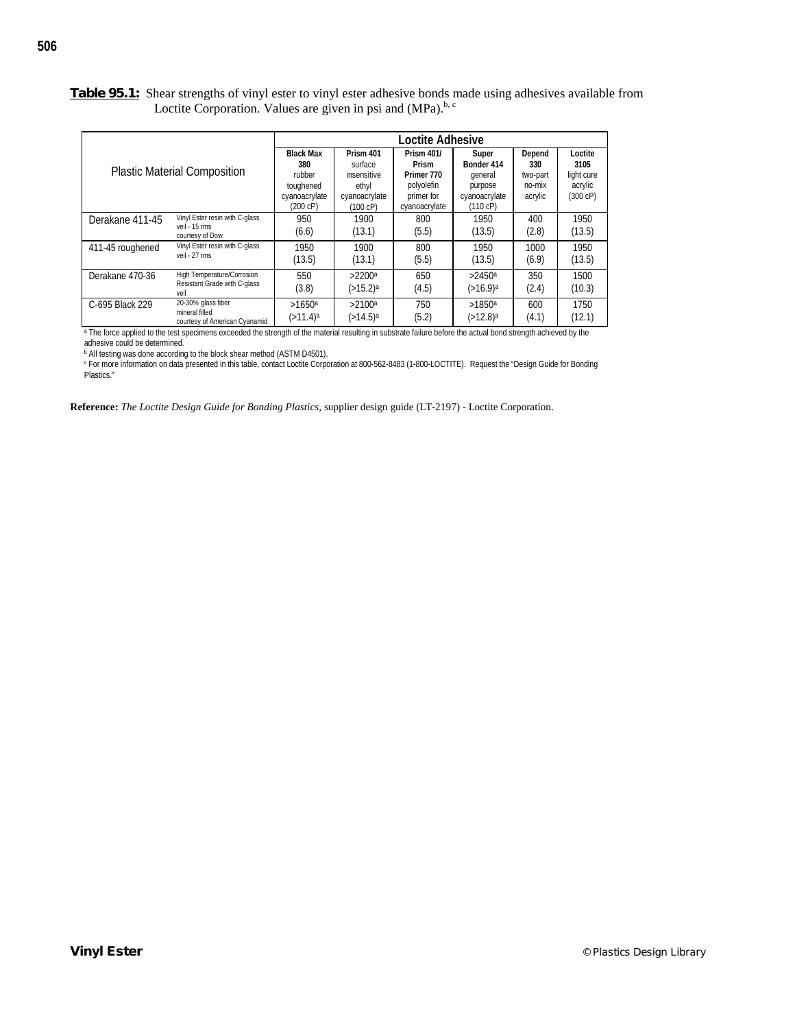**Table 95.1:** Shear strengths of vinyl ester to vinyl ester adhesive bonds made using adhesives available from Loctite Corporation. Values are given in psi and (MPa).[b, c]

| Plastic Material Composition | | Loctite Adhesive | | | | | |
|---|---|---|---|---|---|---|---|
| | | **Black Max 380** rubber toughened cyanoacrylate (200 cP) | **Prism 401** surface insensitive ethyl cyanoacrylate (100 cP) | **Prism 401/ Prism Primer 770** polyolefin primer for cyanoacrylate | **Super Bonder 414** general purpose cyanoacrylate (110 cP) | **Depend 330** two-part no-mix acrylic | **Loctite 3105** light cure acrylic (300 cP) |
| Derakane 411-45 | Vinyl Ester resin with C-glass veil - 15 rms courtesy of Dow | 950 (6.6) | 1900 (13.1) | 800 (5.5) | 1950 (13.5) | 400 (2.8) | 1950 (13.5) |
| 411-45 roughened | Vinyl Ester resin with C-glass veil - 27 rms | 1950 (13.5) | 1900 (13.1) | 800 (5.5) | 1950 (13.5) | 1000 (6.9) | 1950 (13.5) |
| Derakane 470-36 | High Temperature/Corrosion Resistant Grade with C-glass veil | 550 (3.8) | >2200[a] (>15.2)[a] | 650 (4.5) | >2450[a] (>16.9)[a] | 350 (2.4) | 1500 (10.3) |
| C-695 Black 229 | 20-30% glass fiber mineral filled courtesy of American Cyanamid | >1650[a] (>11.4)[a] | >2100[a] (>14.5)[a] | 750 (5.2) | >1850[a] (>12.8)[a] | 600 (4.1) | 1750 (12.1) |

[a] The force applied to the test specimens exceeded the strength of the material resulting in substrate failure before the actual bond strength achieved by the adhesive could be determined.

[b] All testing was done according to the block shear method (ASTM D4501).

[c] For more information on data presented in this table, contact Loctite Corporation at 800-562-8483 (1-800-LOCTITE). Request the "Design Guide for Bonding Plastics."

**Reference:** *The Loctite Design Guide for Bonding Plastics*, supplier design guide (LT-2197) - Loctite Corporation.